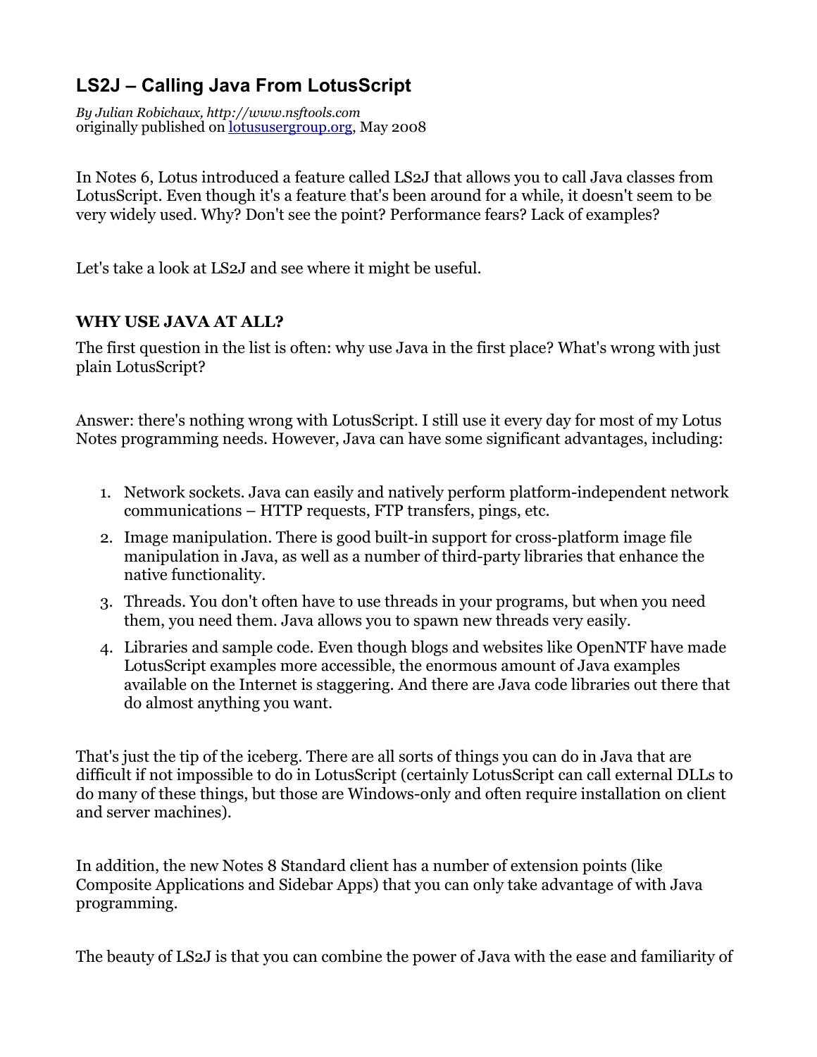# LS2J – Calling Java From LotusScript

*By Julian Robichaux, http://www.nsftools.com*
originally published on lotususergroup.org, May 2008

In Notes 6, Lotus introduced a feature called LS2J that allows you to call Java classes from LotusScript. Even though it's a feature that's been around for a while, it doesn't seem to be very widely used. Why? Don't see the point? Performance fears? Lack of examples?

Let's take a look at LS2J and see where it might be useful.

## WHY USE JAVA AT ALL?

The first question in the list is often: why use Java in the first place? What's wrong with just plain LotusScript?

Answer: there's nothing wrong with LotusScript. I still use it every day for most of my Lotus Notes programming needs. However, Java can have some significant advantages, including:

1. Network sockets. Java can easily and natively perform platform-independent network communications – HTTP requests, FTP transfers, pings, etc.
2. Image manipulation. There is good built-in support for cross-platform image file manipulation in Java, as well as a number of third-party libraries that enhance the native functionality.
3. Threads. You don't often have to use threads in your programs, but when you need them, you need them. Java allows you to spawn new threads very easily.
4. Libraries and sample code. Even though blogs and websites like OpenNTF have made LotusScript examples more accessible, the enormous amount of Java examples available on the Internet is staggering. And there are Java code libraries out there that do almost anything you want.

That's just the tip of the iceberg. There are all sorts of things you can do in Java that are difficult if not impossible to do in LotusScript (certainly LotusScript can call external DLLs to do many of these things, but those are Windows-only and often require installation on client and server machines).

In addition, the new Notes 8 Standard client has a number of extension points (like Composite Applications and Sidebar Apps) that you can only take advantage of with Java programming.

The beauty of LS2J is that you can combine the power of Java with the ease and familiarity of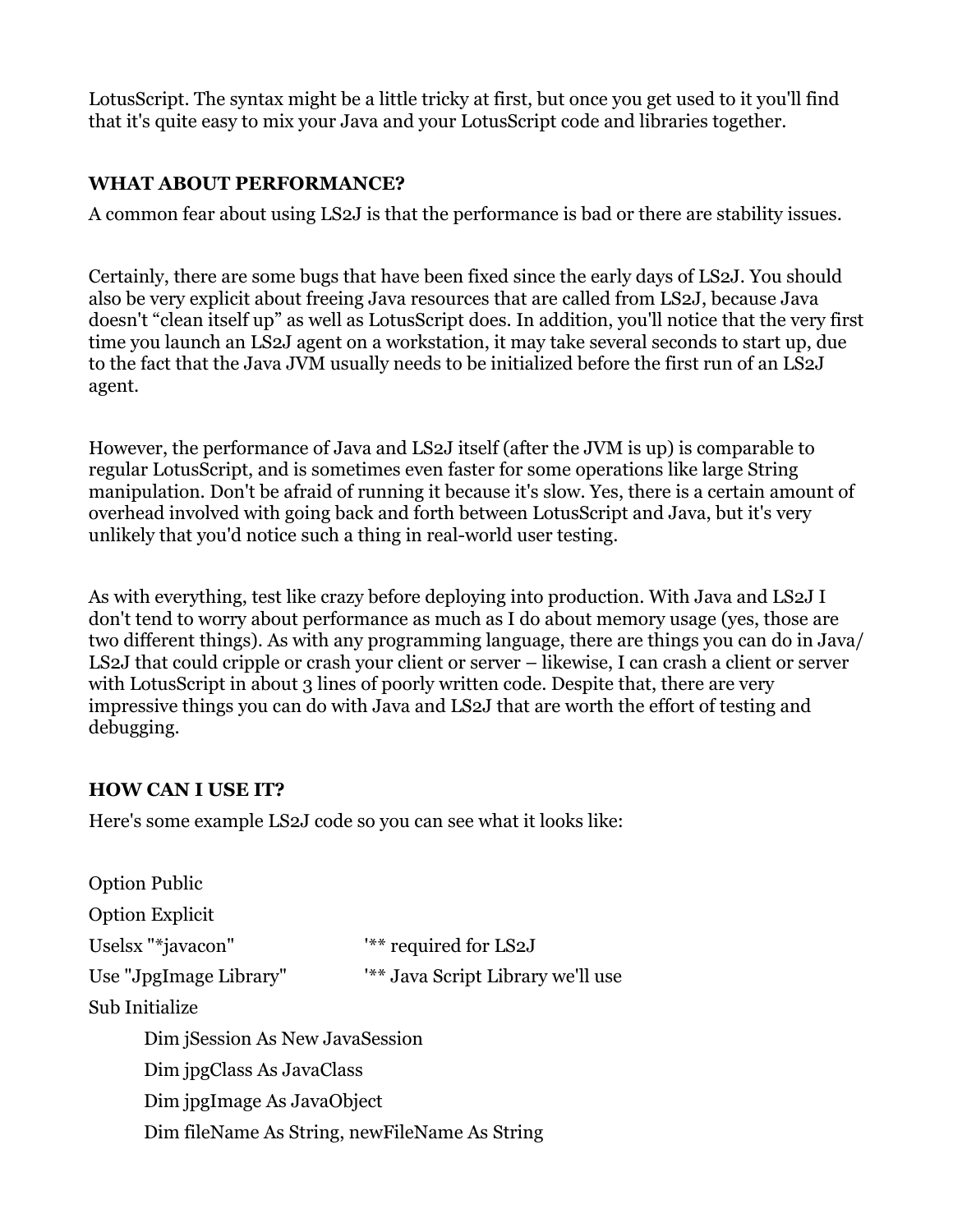LotusScript. The syntax might be a little tricky at first, but once you get used to it you'll find that it's quite easy to mix your Java and your LotusScript code and libraries together.

**WHAT ABOUT PERFORMANCE?**

A common fear about using LS2J is that the performance is bad or there are stability issues.

Certainly, there are some bugs that have been fixed since the early days of LS2J. You should also be very explicit about freeing Java resources that are called from LS2J, because Java doesn't "clean itself up" as well as LotusScript does. In addition, you'll notice that the very first time you launch an LS2J agent on a workstation, it may take several seconds to start up, due to the fact that the Java JVM usually needs to be initialized before the first run of an LS2J agent.

However, the performance of Java and LS2J itself (after the JVM is up) is comparable to regular LotusScript, and is sometimes even faster for some operations like large String manipulation. Don't be afraid of running it because it's slow. Yes, there is a certain amount of overhead involved with going back and forth between LotusScript and Java, but it's very unlikely that you'd notice such a thing in real-world user testing.

As with everything, test like crazy before deploying into production. With Java and LS2J I don't tend to worry about performance as much as I do about memory usage (yes, those are two different things). As with any programming language, there are things you can do in Java/ LS2J that could cripple or crash your client or server – likewise, I can crash a client or server with LotusScript in about 3 lines of poorly written code. Despite that, there are very impressive things you can do with Java and LS2J that are worth the effort of testing and debugging.

**HOW CAN I USE IT?**

Here's some example LS2J code so you can see what it looks like:

```
Option Public
Option Explicit
Uselsx "*javacon"          '** required for LS2J
Use "JpgImage Library"     '** Java Script Library we'll use
Sub Initialize
    Dim jSession As New JavaSession
    Dim jpgClass As JavaClass
    Dim jpgImage As JavaObject
    Dim fileName As String, newFileName As String
```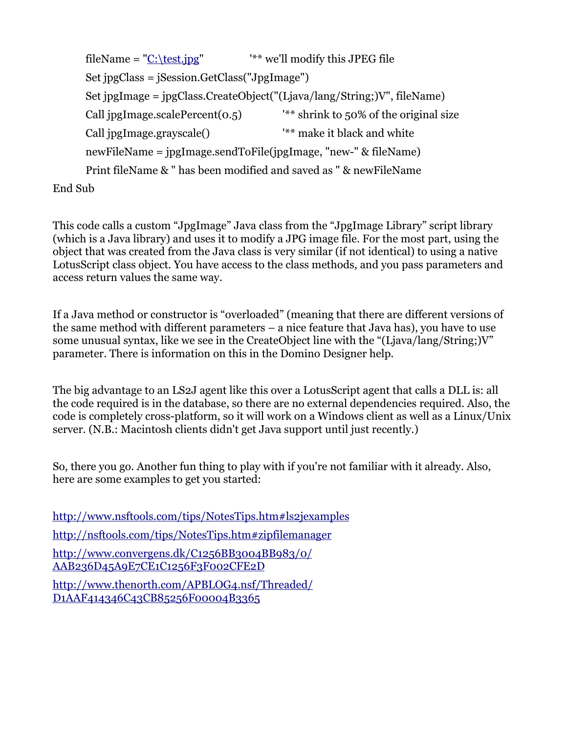```
        fileName = "C:\test.jpg"              '** we'll modify this JPEG file
        Set jpgClass = jSession.GetClass("JpgImage")
        Set jpgImage = jpgClass.CreateObject("(Ljava/lang/String;)V", fileName)
        Call jpgImage.scalePercent(0.5)             '** shrink to 50% of the original size
        Call jpgImage.grayscale()                   '** make it black and white
        newFileName = jpgImage.sendToFile(jpgImage, "new-" & fileName)
        Print fileName & " has been modified and saved as " & newFileName
End Sub
```

This code calls a custom “JpgImage” Java class from the “JpgImage Library” script library (which is a Java library) and uses it to modify a JPG image file. For the most part, using the object that was created from the Java class is very similar (if not identical) to using a native LotusScript class object. You have access to the class methods, and you pass parameters and access return values the same way.

If a Java method or constructor is “overloaded” (meaning that there are different versions of the same method with different parameters – a nice feature that Java has), you have to use some unusual syntax, like we see in the CreateObject line with the “(Ljava/lang/String;)V” parameter. There is information on this in the Domino Designer help.

The big advantage to an LS2J agent like this over a LotusScript agent that calls a DLL is: all the code required is in the database, so there are no external dependencies required. Also, the code is completely cross-platform, so it will work on a Windows client as well as a Linux/Unix server. (N.B.: Macintosh clients didn't get Java support until just recently.)

So, there you go. Another fun thing to play with if you're not familiar with it already. Also, here are some examples to get you started:

http://www.nsftools.com/tips/NotesTips.htm#ls2jexamples

http://nsftools.com/tips/NotesTips.htm#zipfilemanager

http://www.convergens.dk/C1256BB3004BB983/0/AAB236D45A9E7CE1C1256F3F002CFE2D

http://www.thenorth.com/APBLOG4.nsf/Threaded/D1AAF414346C43CB85256F00004B3365